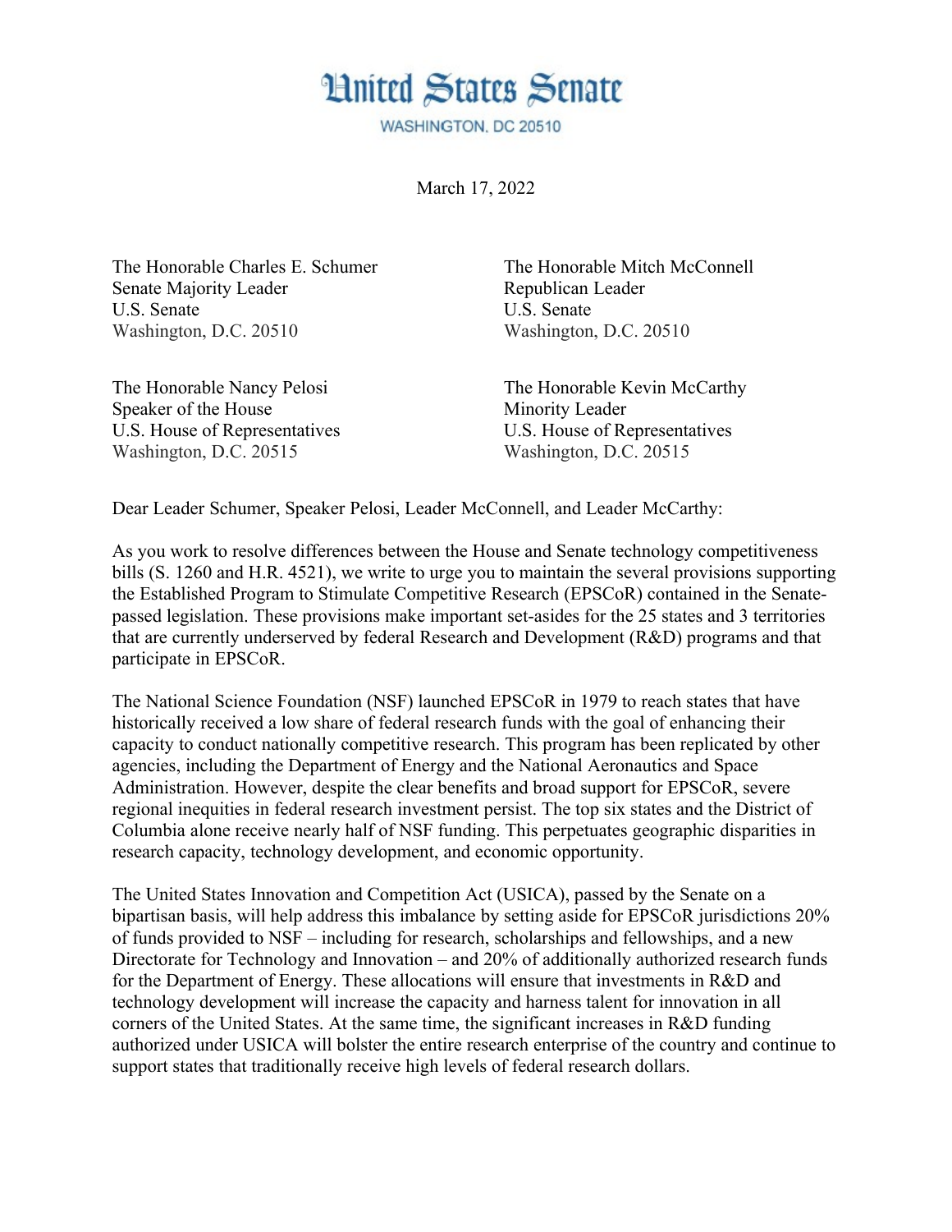# United States Senate

WASHINGTON, DC 20510

March 17, 2022

The Honorable Charles E. Schumer
Senate Majority Leader
U.S. Senate
Washington, D.C. 20510

The Honorable Mitch McConnell
Republican Leader
U.S. Senate
Washington, D.C. 20510

The Honorable Nancy Pelosi
Speaker of the House
U.S. House of Representatives
Washington, D.C. 20515

The Honorable Kevin McCarthy
Minority Leader
U.S. House of Representatives
Washington, D.C. 20515

Dear Leader Schumer, Speaker Pelosi, Leader McConnell, and Leader McCarthy:

As you work to resolve differences between the House and Senate technology competitiveness bills (S. 1260 and H.R. 4521), we write to urge you to maintain the several provisions supporting the Established Program to Stimulate Competitive Research (EPSCoR) contained in the Senate-passed legislation. These provisions make important set-asides for the 25 states and 3 territories that are currently underserved by federal Research and Development (R&D) programs and that participate in EPSCoR.

The National Science Foundation (NSF) launched EPSCoR in 1979 to reach states that have historically received a low share of federal research funds with the goal of enhancing their capacity to conduct nationally competitive research. This program has been replicated by other agencies, including the Department of Energy and the National Aeronautics and Space Administration. However, despite the clear benefits and broad support for EPSCoR, severe regional inequities in federal research investment persist. The top six states and the District of Columbia alone receive nearly half of NSF funding. This perpetuates geographic disparities in research capacity, technology development, and economic opportunity.

The United States Innovation and Competition Act (USICA), passed by the Senate on a bipartisan basis, will help address this imbalance by setting aside for EPSCoR jurisdictions 20% of funds provided to NSF – including for research, scholarships and fellowships, and a new Directorate for Technology and Innovation – and 20% of additionally authorized research funds for the Department of Energy. These allocations will ensure that investments in R&D and technology development will increase the capacity and harness talent for innovation in all corners of the United States. At the same time, the significant increases in R&D funding authorized under USICA will bolster the entire research enterprise of the country and continue to support states that traditionally receive high levels of federal research dollars.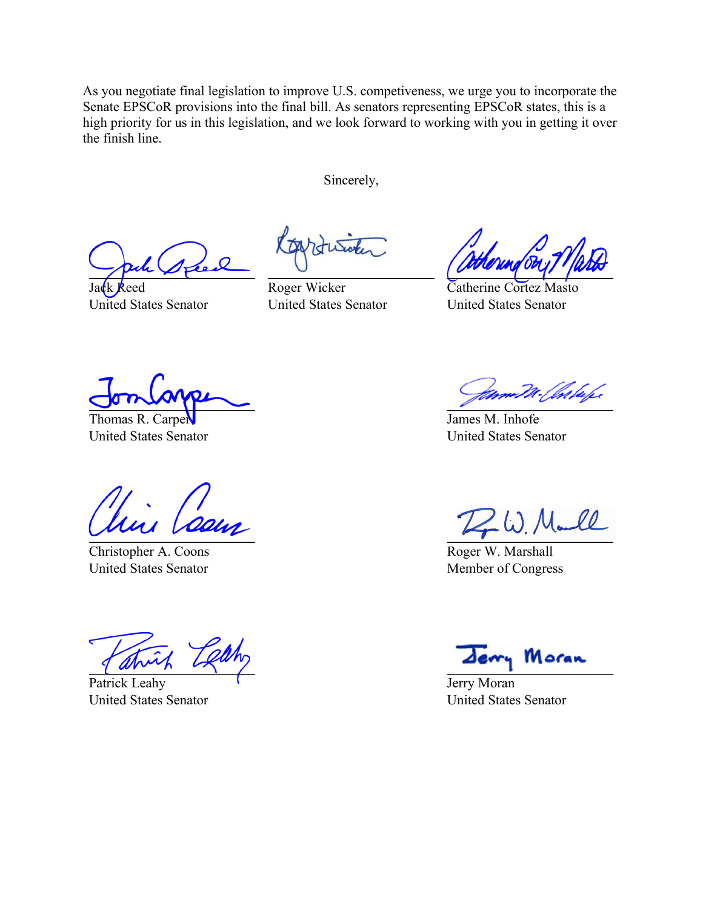As you negotiate final legislation to improve U.S. competiveness, we urge you to incorporate the Senate EPSCoR provisions into the final bill. As senators representing EPSCoR states, this is a high priority for us in this legislation, and we look forward to working with you in getting it over the finish line.

Sincerely,

Jack Reed
United States Senator

Roger Wicker
United States Senator

Catherine Cortez Masto
United States Senator

Thomas R. Carper
United States Senator

James M. Inhofe
United States Senator

Christopher A. Coons
United States Senator

Roger W. Marshall
Member of Congress

Patrick Leahy
United States Senator

Jerry Moran
United States Senator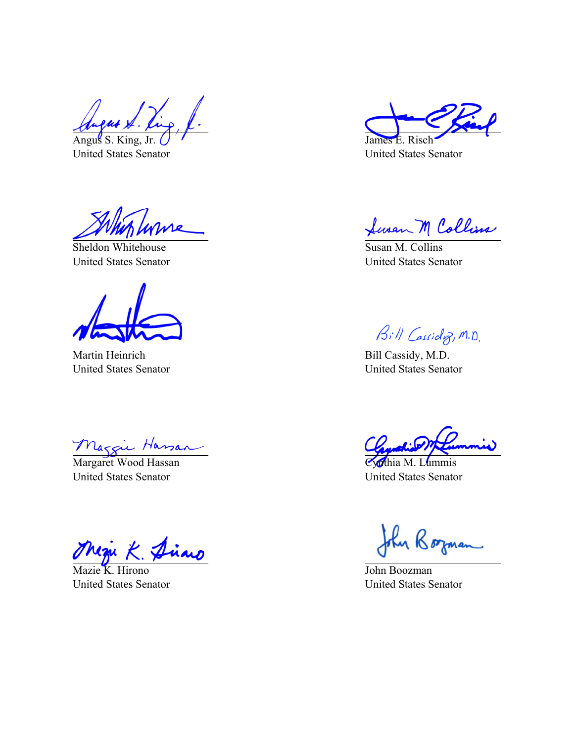Angus S. King, Jr.
United States Senator

James E. Risch
United States Senator

Sheldon Whitehouse
United States Senator

Susan M. Collins
United States Senator

Martin Heinrich
United States Senator

Bill Cassidy, M.D.
United States Senator

Margaret Wood Hassan
United States Senator

Cynthia M. Lummis
United States Senator

Mazie K. Hirono
United States Senator

John Boozman
United States Senator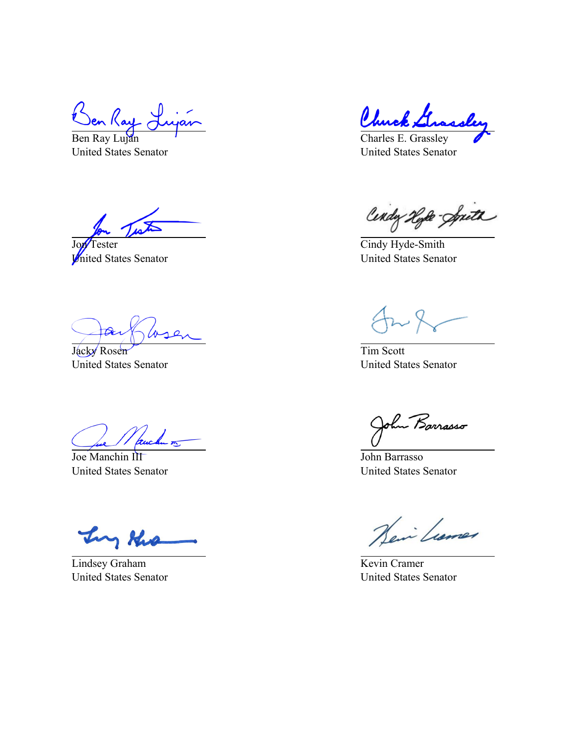Ben Ray Luján
United States Senator

Charles E. Grassley
United States Senator

Jon Tester
United States Senator

Cindy Hyde-Smith
United States Senator

Jacky Rosen
United States Senator

Tim Scott
United States Senator

Joe Manchin III
United States Senator

John Barrasso
United States Senator

Lindsey Graham
United States Senator

Kevin Cramer
United States Senator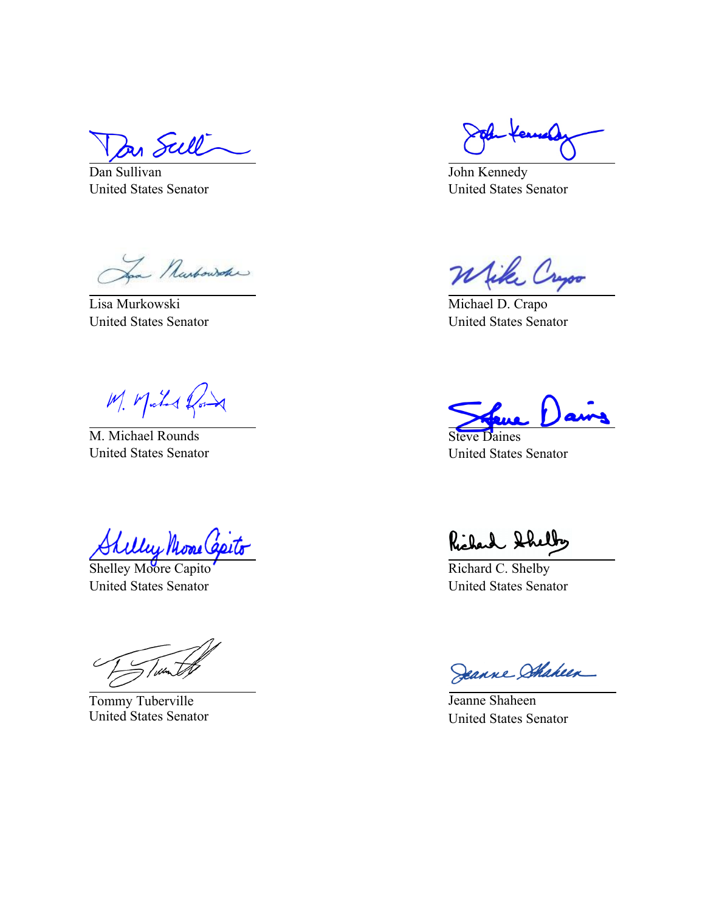Dan Sullivan
United States Senator

John Kennedy
United States Senator

Lisa Murkowski
United States Senator

Michael D. Crapo
United States Senator

M. Michael Rounds
United States Senator

Steve Daines
United States Senator

Shelley Moore Capito
United States Senator

Richard C. Shelby
United States Senator

Tommy Tuberville
United States Senator

Jeanne Shaheen
United States Senator